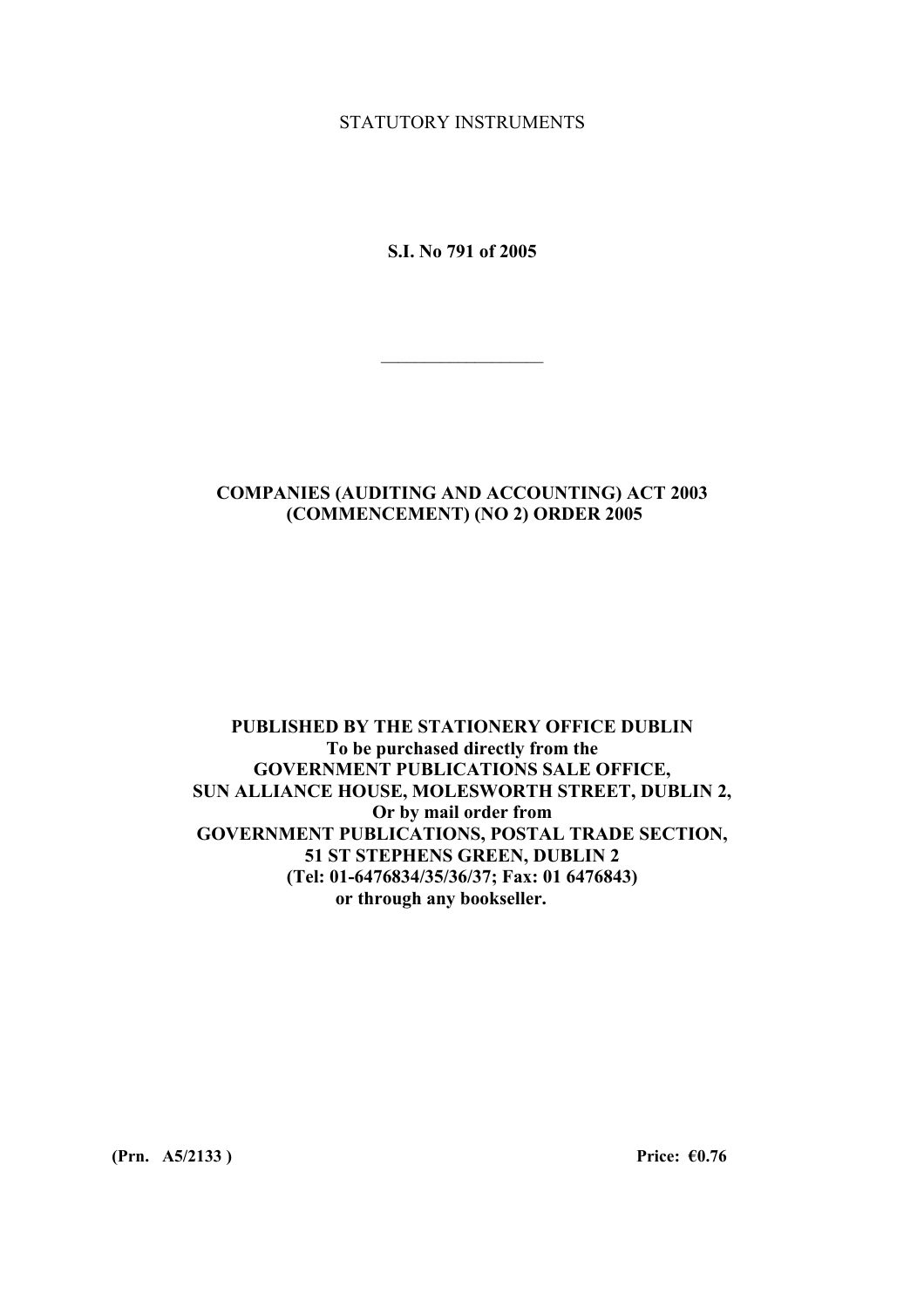STATUTORY INSTRUMENTS

**S.I. No 791 of 2005**

---

**COMPANIES (AUDITING AND ACCOUNTING) ACT 2003 (COMMENCEMENT) (NO 2) ORDER 2005**

**PUBLISHED BY THE STATIONERY OFFICE DUBLIN**
**To be purchased directly from the**
**GOVERNMENT PUBLICATIONS SALE OFFICE,**
**SUN ALLIANCE HOUSE, MOLESWORTH STREET, DUBLIN 2,**
**Or by mail order from**
**GOVERNMENT PUBLICATIONS, POSTAL TRADE SECTION,**
**51 ST STEPHENS GREEN, DUBLIN 2**
**(Tel: 01-6476834/35/36/37; Fax: 01 6476843)**
**or through any bookseller.**

**(Prn. A5/2133 )** **Price: €0.76**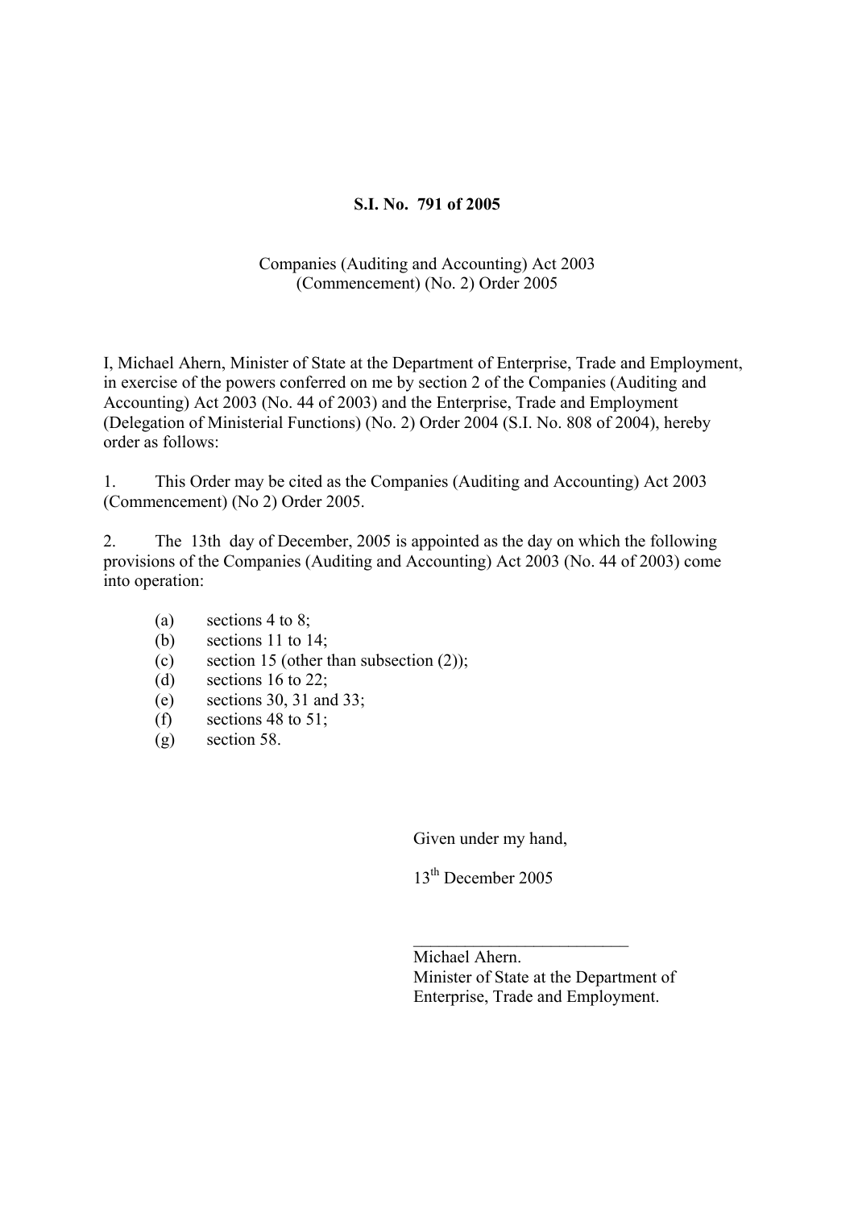**S.I. No. 791 of 2005**

Companies (Auditing and Accounting) Act 2003
(Commencement) (No. 2) Order 2005

I, Michael Ahern, Minister of State at the Department of Enterprise, Trade and Employment, in exercise of the powers conferred on me by section 2 of the Companies (Auditing and Accounting) Act 2003 (No. 44 of 2003) and the Enterprise, Trade and Employment (Delegation of Ministerial Functions) (No. 2) Order 2004 (S.I. No. 808 of 2004), hereby order as follows:

1. This Order may be cited as the Companies (Auditing and Accounting) Act 2003 (Commencement) (No 2) Order 2005.

2. The 13th day of December, 2005 is appointed as the day on which the following provisions of the Companies (Auditing and Accounting) Act 2003 (No. 44 of 2003) come into operation:

    (a) sections 4 to 8;
    (b) sections 11 to 14;
    (c) section 15 (other than subsection (2));
    (d) sections 16 to 22;
    (e) sections 30, 31 and 33;
    (f) sections 48 to 51;
    (g) section 58.

Given under my hand,

13th December 2005

\_\_\_\_\_\_\_\_\_\_\_\_\_\_\_\_\_\_\_\_\_\_\_\_\_\_

Michael Ahern.
Minister of State at the Department of
Enterprise, Trade and Employment.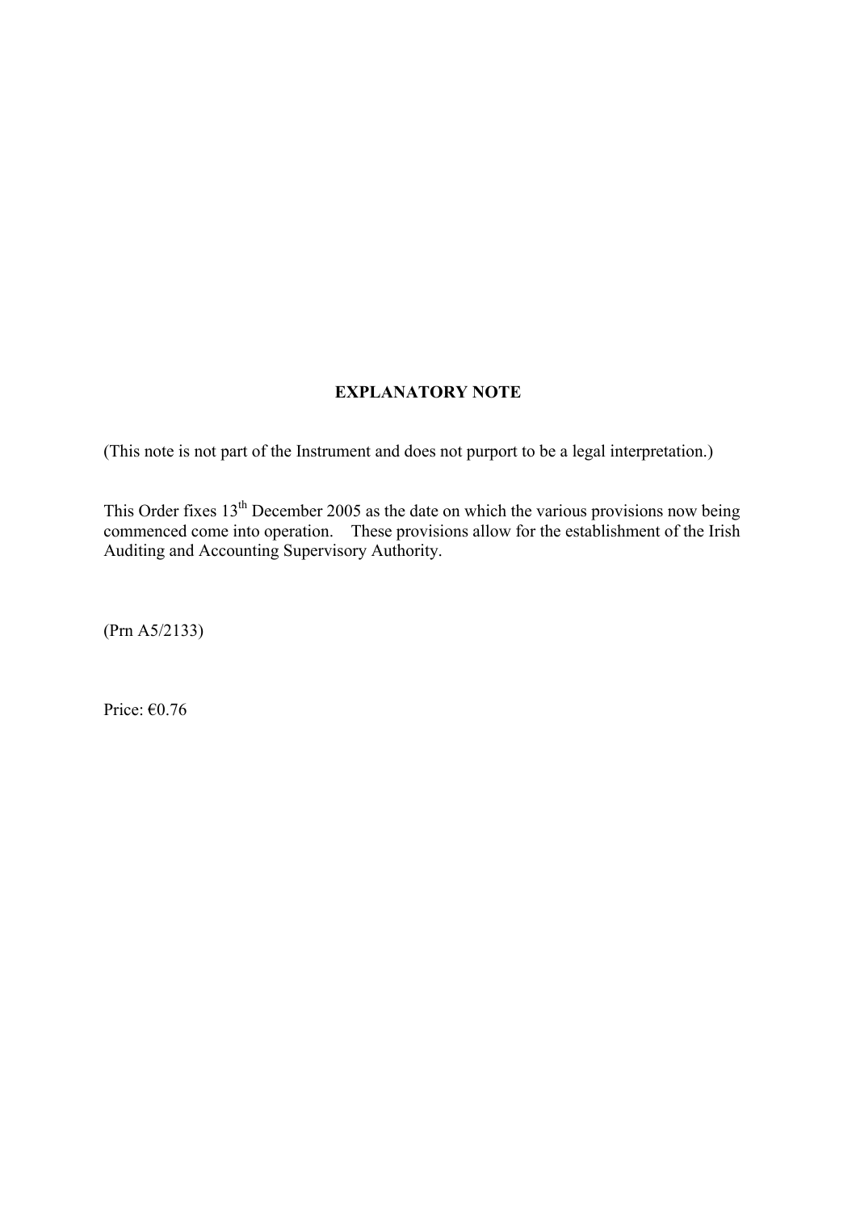**EXPLANATORY NOTE**

(This note is not part of the Instrument and does not purport to be a legal interpretation.)

This Order fixes 13th December 2005 as the date on which the various provisions now being commenced come into operation. These provisions allow for the establishment of the Irish Auditing and Accounting Supervisory Authority.

(Prn A5/2133)

Price: €0.76